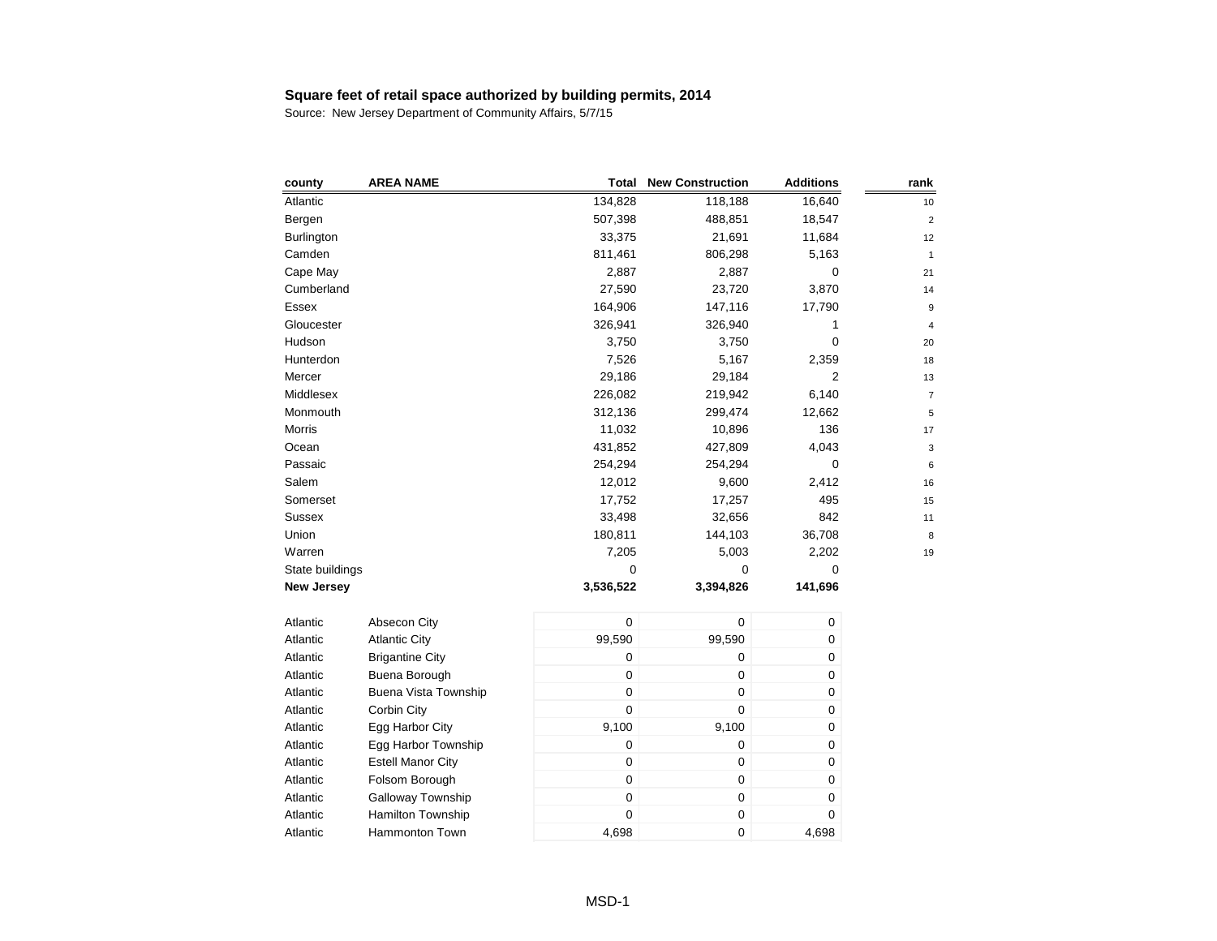**Square feet of retail space authorized by building permits, 2014**

Source: New Jersey Department of Community Affairs, 5/7/15

| county | AREA NAME | Total | New Construction | Additions | rank |
|---|---|---|---|---|---|
| Atlantic | | 134,828 | 118,188 | 16,640 | 10 |
| Bergen | | 507,398 | 488,851 | 18,547 | 2 |
| Burlington | | 33,375 | 21,691 | 11,684 | 12 |
| Camden | | 811,461 | 806,298 | 5,163 | 1 |
| Cape May | | 2,887 | 2,887 | 0 | 21 |
| Cumberland | | 27,590 | 23,720 | 3,870 | 14 |
| Essex | | 164,906 | 147,116 | 17,790 | 9 |
| Gloucester | | 326,941 | 326,940 | 1 | 4 |
| Hudson | | 3,750 | 3,750 | 0 | 20 |
| Hunterdon | | 7,526 | 5,167 | 2,359 | 18 |
| Mercer | | 29,186 | 29,184 | 2 | 13 |
| Middlesex | | 226,082 | 219,942 | 6,140 | 7 |
| Monmouth | | 312,136 | 299,474 | 12,662 | 5 |
| Morris | | 11,032 | 10,896 | 136 | 17 |
| Ocean | | 431,852 | 427,809 | 4,043 | 3 |
| Passaic | | 254,294 | 254,294 | 0 | 6 |
| Salem | | 12,012 | 9,600 | 2,412 | 16 |
| Somerset | | 17,752 | 17,257 | 495 | 15 |
| Sussex | | 33,498 | 32,656 | 842 | 11 |
| Union | | 180,811 | 144,103 | 36,708 | 8 |
| Warren | | 7,205 | 5,003 | 2,202 | 19 |
| State buildings | | 0 | 0 | 0 | |
| **New Jersey** | | **3,536,522** | **3,394,826** | **141,696** | |
| | | | | | |
| Atlantic | Absecon City | 0 | 0 | 0 | |
| Atlantic | Atlantic City | 99,590 | 99,590 | 0 | |
| Atlantic | Brigantine City | 0 | 0 | 0 | |
| Atlantic | Buena Borough | 0 | 0 | 0 | |
| Atlantic | Buena Vista Township | 0 | 0 | 0 | |
| Atlantic | Corbin City | 0 | 0 | 0 | |
| Atlantic | Egg Harbor City | 9,100 | 9,100 | 0 | |
| Atlantic | Egg Harbor Township | 0 | 0 | 0 | |
| Atlantic | Estell Manor City | 0 | 0 | 0 | |
| Atlantic | Folsom Borough | 0 | 0 | 0 | |
| Atlantic | Galloway Township | 0 | 0 | 0 | |
| Atlantic | Hamilton Township | 0 | 0 | 0 | |
| Atlantic | Hammonton Town | 4,698 | 0 | 4,698 | |

MSD-1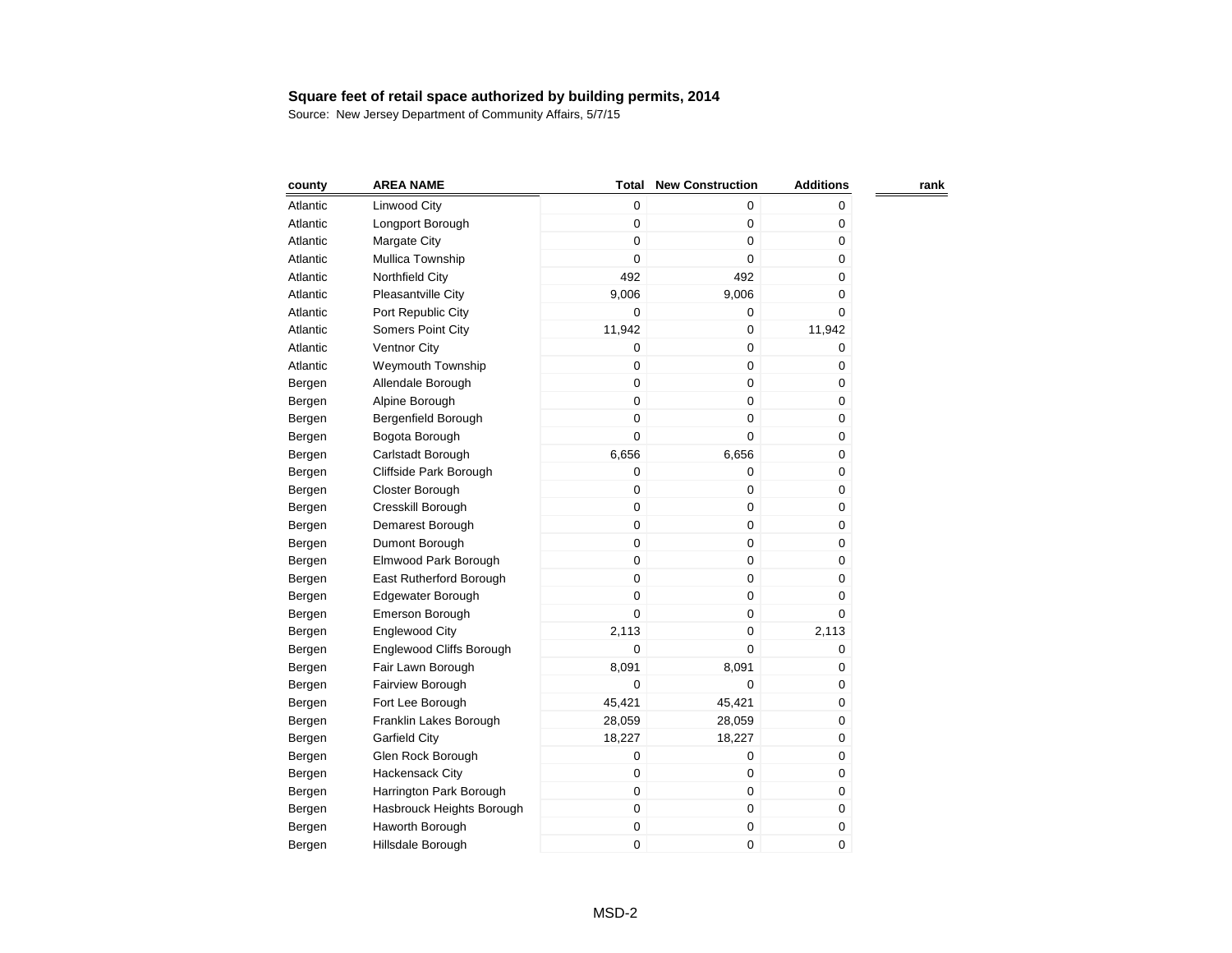**Square feet of retail space authorized by building permits, 2014**

Source: New Jersey Department of Community Affairs, 5/7/15

| county | AREA NAME | Total | New Construction | Additions | rank |
|---|---|---|---|---|---|
| Atlantic | Linwood City | 0 | 0 | 0 | |
| Atlantic | Longport Borough | 0 | 0 | 0 | |
| Atlantic | Margate City | 0 | 0 | 0 | |
| Atlantic | Mullica Township | 0 | 0 | 0 | |
| Atlantic | Northfield City | 492 | 492 | 0 | |
| Atlantic | Pleasantville City | 9,006 | 9,006 | 0 | |
| Atlantic | Port Republic City | 0 | 0 | 0 | |
| Atlantic | Somers Point City | 11,942 | 0 | 11,942 | |
| Atlantic | Ventnor City | 0 | 0 | 0 | |
| Atlantic | Weymouth Township | 0 | 0 | 0 | |
| Bergen | Allendale Borough | 0 | 0 | 0 | |
| Bergen | Alpine Borough | 0 | 0 | 0 | |
| Bergen | Bergenfield Borough | 0 | 0 | 0 | |
| Bergen | Bogota Borough | 0 | 0 | 0 | |
| Bergen | Carlstadt Borough | 6,656 | 6,656 | 0 | |
| Bergen | Cliffside Park Borough | 0 | 0 | 0 | |
| Bergen | Closter Borough | 0 | 0 | 0 | |
| Bergen | Cresskill Borough | 0 | 0 | 0 | |
| Bergen | Demarest Borough | 0 | 0 | 0 | |
| Bergen | Dumont Borough | 0 | 0 | 0 | |
| Bergen | Elmwood Park Borough | 0 | 0 | 0 | |
| Bergen | East Rutherford Borough | 0 | 0 | 0 | |
| Bergen | Edgewater Borough | 0 | 0 | 0 | |
| Bergen | Emerson Borough | 0 | 0 | 0 | |
| Bergen | Englewood City | 2,113 | 0 | 2,113 | |
| Bergen | Englewood Cliffs Borough | 0 | 0 | 0 | |
| Bergen | Fair Lawn Borough | 8,091 | 8,091 | 0 | |
| Bergen | Fairview Borough | 0 | 0 | 0 | |
| Bergen | Fort Lee Borough | 45,421 | 45,421 | 0 | |
| Bergen | Franklin Lakes Borough | 28,059 | 28,059 | 0 | |
| Bergen | Garfield City | 18,227 | 18,227 | 0 | |
| Bergen | Glen Rock Borough | 0 | 0 | 0 | |
| Bergen | Hackensack City | 0 | 0 | 0 | |
| Bergen | Harrington Park Borough | 0 | 0 | 0 | |
| Bergen | Hasbrouck Heights Borough | 0 | 0 | 0 | |
| Bergen | Haworth Borough | 0 | 0 | 0 | |
| Bergen | Hillsdale Borough | 0 | 0 | 0 | |

MSD-2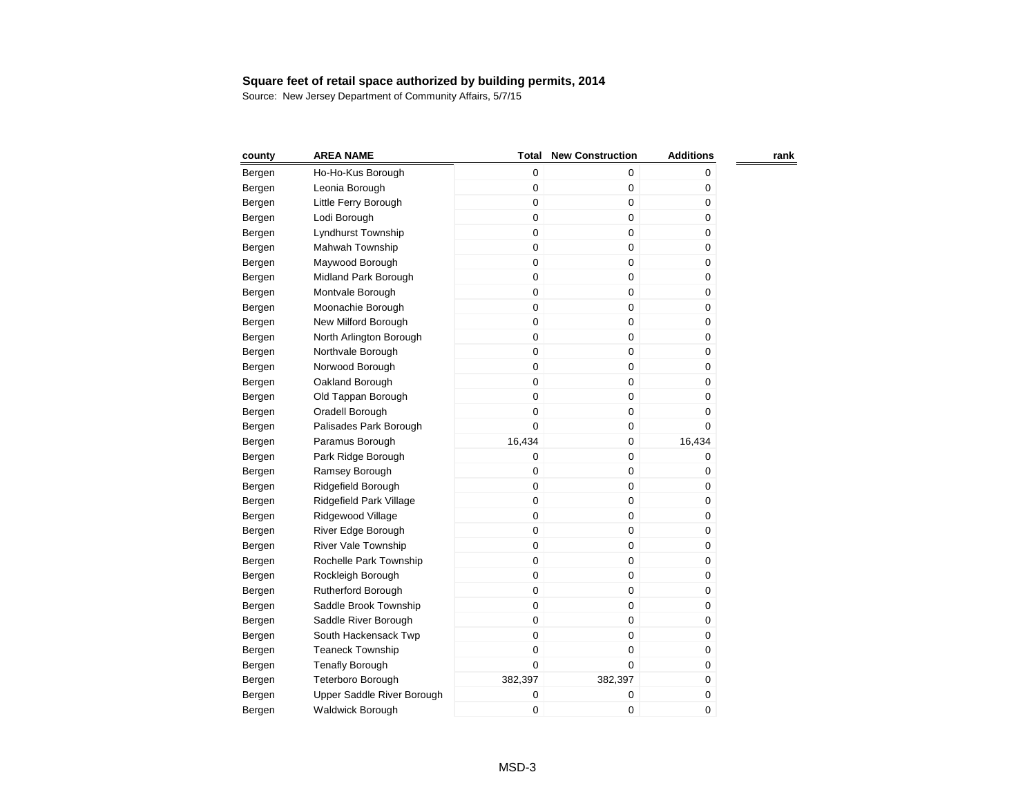**Square feet of retail space authorized by building permits, 2014**

Source: New Jersey Department of Community Affairs, 5/7/15

| county | AREA NAME | Total | New Construction | Additions | rank |
|---|---|---|---|---|---|
| Bergen | Ho-Ho-Kus Borough | 0 | 0 | 0 | |
| Bergen | Leonia Borough | 0 | 0 | 0 | |
| Bergen | Little Ferry Borough | 0 | 0 | 0 | |
| Bergen | Lodi Borough | 0 | 0 | 0 | |
| Bergen | Lyndhurst Township | 0 | 0 | 0 | |
| Bergen | Mahwah Township | 0 | 0 | 0 | |
| Bergen | Maywood Borough | 0 | 0 | 0 | |
| Bergen | Midland Park Borough | 0 | 0 | 0 | |
| Bergen | Montvale Borough | 0 | 0 | 0 | |
| Bergen | Moonachie Borough | 0 | 0 | 0 | |
| Bergen | New Milford Borough | 0 | 0 | 0 | |
| Bergen | North Arlington Borough | 0 | 0 | 0 | |
| Bergen | Northvale Borough | 0 | 0 | 0 | |
| Bergen | Norwood Borough | 0 | 0 | 0 | |
| Bergen | Oakland Borough | 0 | 0 | 0 | |
| Bergen | Old Tappan Borough | 0 | 0 | 0 | |
| Bergen | Oradell Borough | 0 | 0 | 0 | |
| Bergen | Palisades Park Borough | 0 | 0 | 0 | |
| Bergen | Paramus Borough | 16,434 | 0 | 16,434 | |
| Bergen | Park Ridge Borough | 0 | 0 | 0 | |
| Bergen | Ramsey Borough | 0 | 0 | 0 | |
| Bergen | Ridgefield Borough | 0 | 0 | 0 | |
| Bergen | Ridgefield Park Village | 0 | 0 | 0 | |
| Bergen | Ridgewood Village | 0 | 0 | 0 | |
| Bergen | River Edge Borough | 0 | 0 | 0 | |
| Bergen | River Vale Township | 0 | 0 | 0 | |
| Bergen | Rochelle Park Township | 0 | 0 | 0 | |
| Bergen | Rockleigh Borough | 0 | 0 | 0 | |
| Bergen | Rutherford Borough | 0 | 0 | 0 | |
| Bergen | Saddle Brook Township | 0 | 0 | 0 | |
| Bergen | Saddle River Borough | 0 | 0 | 0 | |
| Bergen | South Hackensack Twp | 0 | 0 | 0 | |
| Bergen | Teaneck Township | 0 | 0 | 0 | |
| Bergen | Tenafly Borough | 0 | 0 | 0 | |
| Bergen | Teterboro Borough | 382,397 | 382,397 | 0 | |
| Bergen | Upper Saddle River Borough | 0 | 0 | 0 | |
| Bergen | Waldwick Borough | 0 | 0 | 0 | |

MSD-3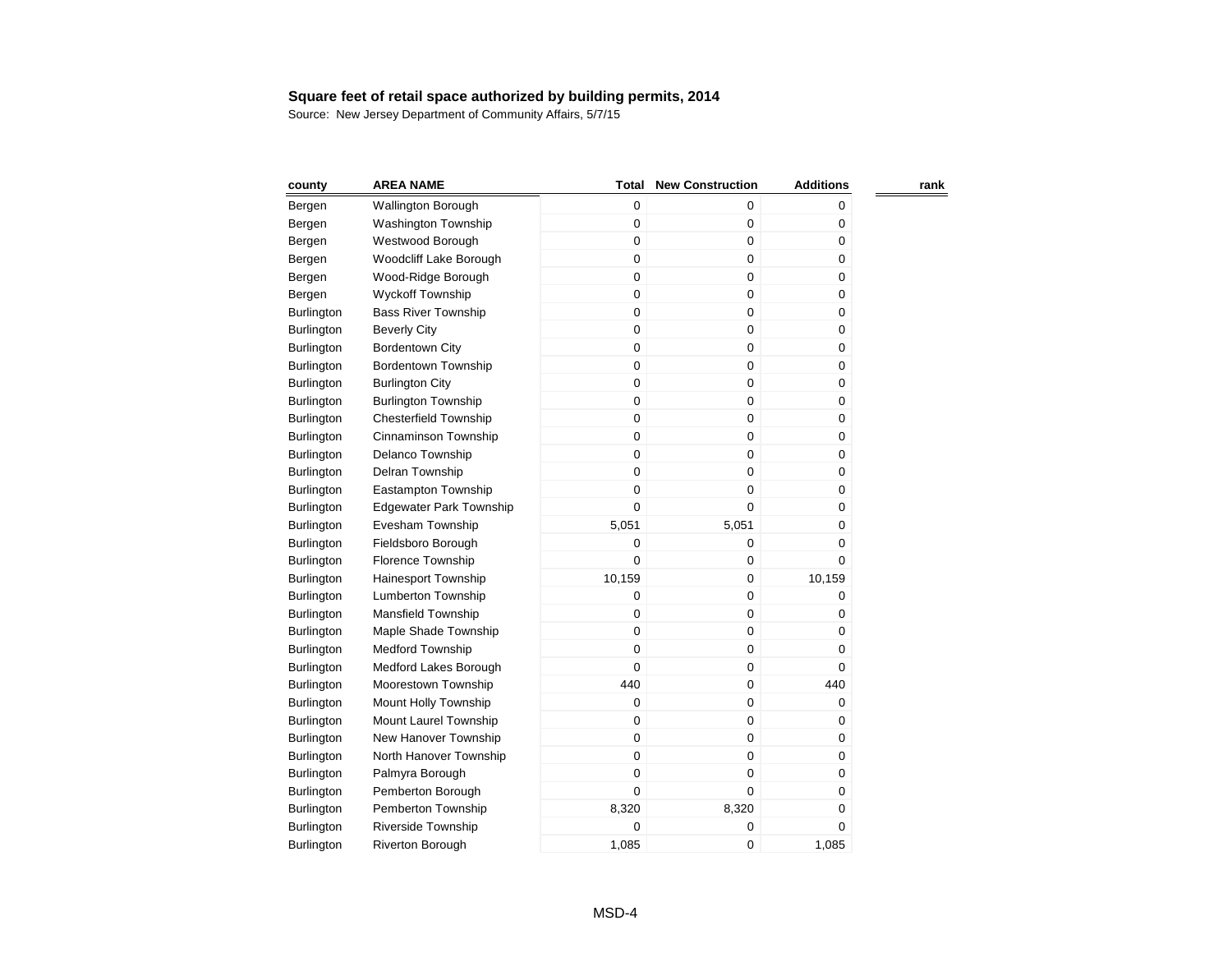**Square feet of retail space authorized by building permits, 2014**

Source: New Jersey Department of Community Affairs, 5/7/15

| county | AREA NAME | Total | New Construction | Additions | rank |
|---|---|---|---|---|---|
| Bergen | Wallington Borough | 0 | 0 | 0 | |
| Bergen | Washington Township | 0 | 0 | 0 | |
| Bergen | Westwood Borough | 0 | 0 | 0 | |
| Bergen | Woodcliff Lake Borough | 0 | 0 | 0 | |
| Bergen | Wood-Ridge Borough | 0 | 0 | 0 | |
| Bergen | Wyckoff Township | 0 | 0 | 0 | |
| Burlington | Bass River Township | 0 | 0 | 0 | |
| Burlington | Beverly City | 0 | 0 | 0 | |
| Burlington | Bordentown City | 0 | 0 | 0 | |
| Burlington | Bordentown Township | 0 | 0 | 0 | |
| Burlington | Burlington City | 0 | 0 | 0 | |
| Burlington | Burlington Township | 0 | 0 | 0 | |
| Burlington | Chesterfield Township | 0 | 0 | 0 | |
| Burlington | Cinnaminson Township | 0 | 0 | 0 | |
| Burlington | Delanco Township | 0 | 0 | 0 | |
| Burlington | Delran Township | 0 | 0 | 0 | |
| Burlington | Eastampton Township | 0 | 0 | 0 | |
| Burlington | Edgewater Park Township | 0 | 0 | 0 | |
| Burlington | Evesham Township | 5,051 | 5,051 | 0 | |
| Burlington | Fieldsboro Borough | 0 | 0 | 0 | |
| Burlington | Florence Township | 0 | 0 | 0 | |
| Burlington | Hainesport Township | 10,159 | 0 | 10,159 | |
| Burlington | Lumberton Township | 0 | 0 | 0 | |
| Burlington | Mansfield Township | 0 | 0 | 0 | |
| Burlington | Maple Shade Township | 0 | 0 | 0 | |
| Burlington | Medford Township | 0 | 0 | 0 | |
| Burlington | Medford Lakes Borough | 0 | 0 | 0 | |
| Burlington | Moorestown Township | 440 | 0 | 440 | |
| Burlington | Mount Holly Township | 0 | 0 | 0 | |
| Burlington | Mount Laurel Township | 0 | 0 | 0 | |
| Burlington | New Hanover Township | 0 | 0 | 0 | |
| Burlington | North Hanover Township | 0 | 0 | 0 | |
| Burlington | Palmyra Borough | 0 | 0 | 0 | |
| Burlington | Pemberton Borough | 0 | 0 | 0 | |
| Burlington | Pemberton Township | 8,320 | 8,320 | 0 | |
| Burlington | Riverside Township | 0 | 0 | 0 | |
| Burlington | Riverton Borough | 1,085 | 0 | 1,085 | |

MSD-4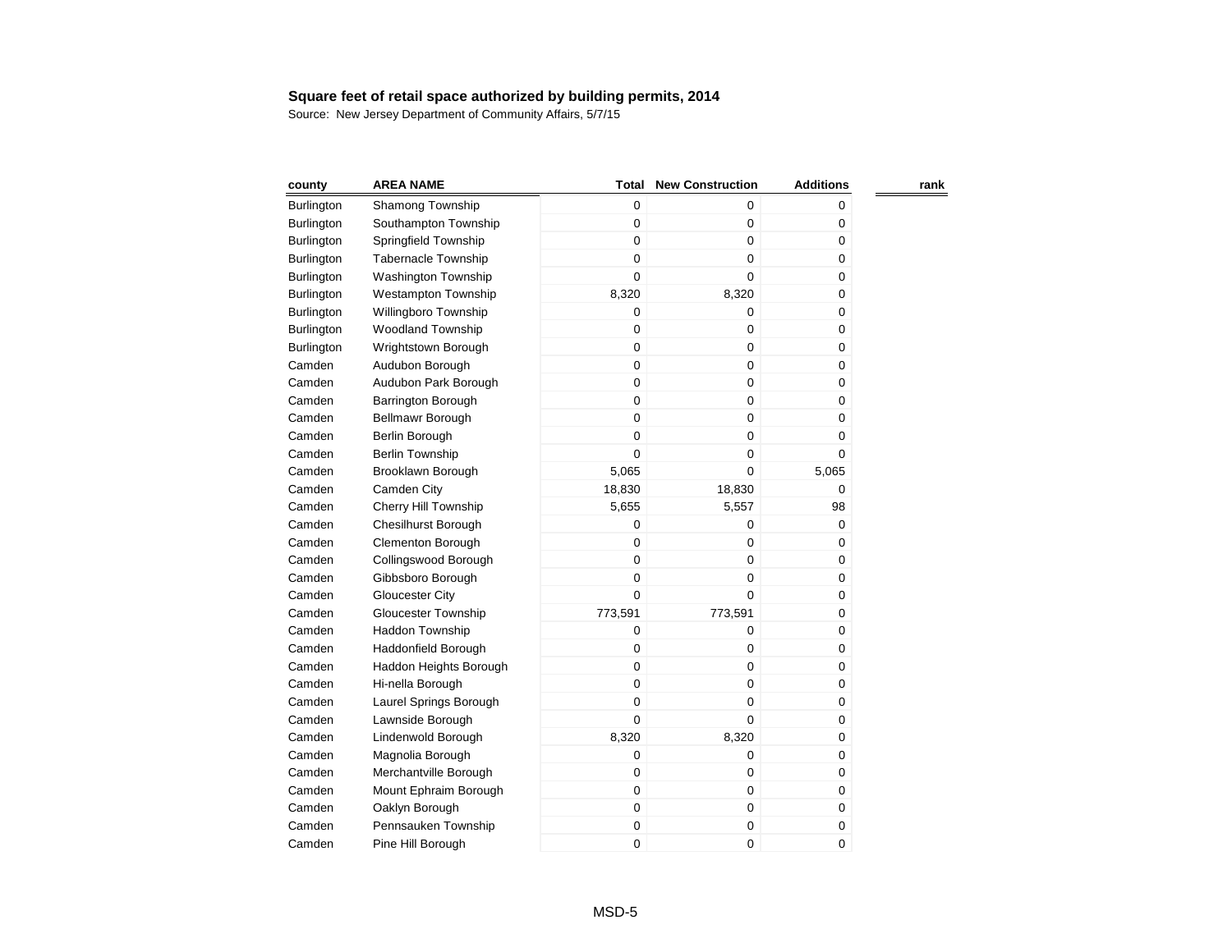**Square feet of retail space authorized by building permits, 2014**

Source: New Jersey Department of Community Affairs, 5/7/15

| county | AREA NAME | Total | New Construction | Additions | rank |
|---|---|---|---|---|---|
| Burlington | Shamong Township | 0 | 0 | 0 | |
| Burlington | Southampton Township | 0 | 0 | 0 | |
| Burlington | Springfield Township | 0 | 0 | 0 | |
| Burlington | Tabernacle Township | 0 | 0 | 0 | |
| Burlington | Washington Township | 0 | 0 | 0 | |
| Burlington | Westampton Township | 8,320 | 8,320 | 0 | |
| Burlington | Willingboro Township | 0 | 0 | 0 | |
| Burlington | Woodland Township | 0 | 0 | 0 | |
| Burlington | Wrightstown Borough | 0 | 0 | 0 | |
| Camden | Audubon Borough | 0 | 0 | 0 | |
| Camden | Audubon Park Borough | 0 | 0 | 0 | |
| Camden | Barrington Borough | 0 | 0 | 0 | |
| Camden | Bellmawr Borough | 0 | 0 | 0 | |
| Camden | Berlin Borough | 0 | 0 | 0 | |
| Camden | Berlin Township | 0 | 0 | 0 | |
| Camden | Brooklawn Borough | 5,065 | 0 | 5,065 | |
| Camden | Camden City | 18,830 | 18,830 | 0 | |
| Camden | Cherry Hill Township | 5,655 | 5,557 | 98 | |
| Camden | Chesilhurst Borough | 0 | 0 | 0 | |
| Camden | Clementon Borough | 0 | 0 | 0 | |
| Camden | Collingswood Borough | 0 | 0 | 0 | |
| Camden | Gibbsboro Borough | 0 | 0 | 0 | |
| Camden | Gloucester City | 0 | 0 | 0 | |
| Camden | Gloucester Township | 773,591 | 773,591 | 0 | |
| Camden | Haddon Township | 0 | 0 | 0 | |
| Camden | Haddonfield Borough | 0 | 0 | 0 | |
| Camden | Haddon Heights Borough | 0 | 0 | 0 | |
| Camden | Hi-nella Borough | 0 | 0 | 0 | |
| Camden | Laurel Springs Borough | 0 | 0 | 0 | |
| Camden | Lawnside Borough | 0 | 0 | 0 | |
| Camden | Lindenwold Borough | 8,320 | 8,320 | 0 | |
| Camden | Magnolia Borough | 0 | 0 | 0 | |
| Camden | Merchantville Borough | 0 | 0 | 0 | |
| Camden | Mount Ephraim Borough | 0 | 0 | 0 | |
| Camden | Oaklyn Borough | 0 | 0 | 0 | |
| Camden | Pennsauken Township | 0 | 0 | 0 | |
| Camden | Pine Hill Borough | 0 | 0 | 0 | |

MSD-5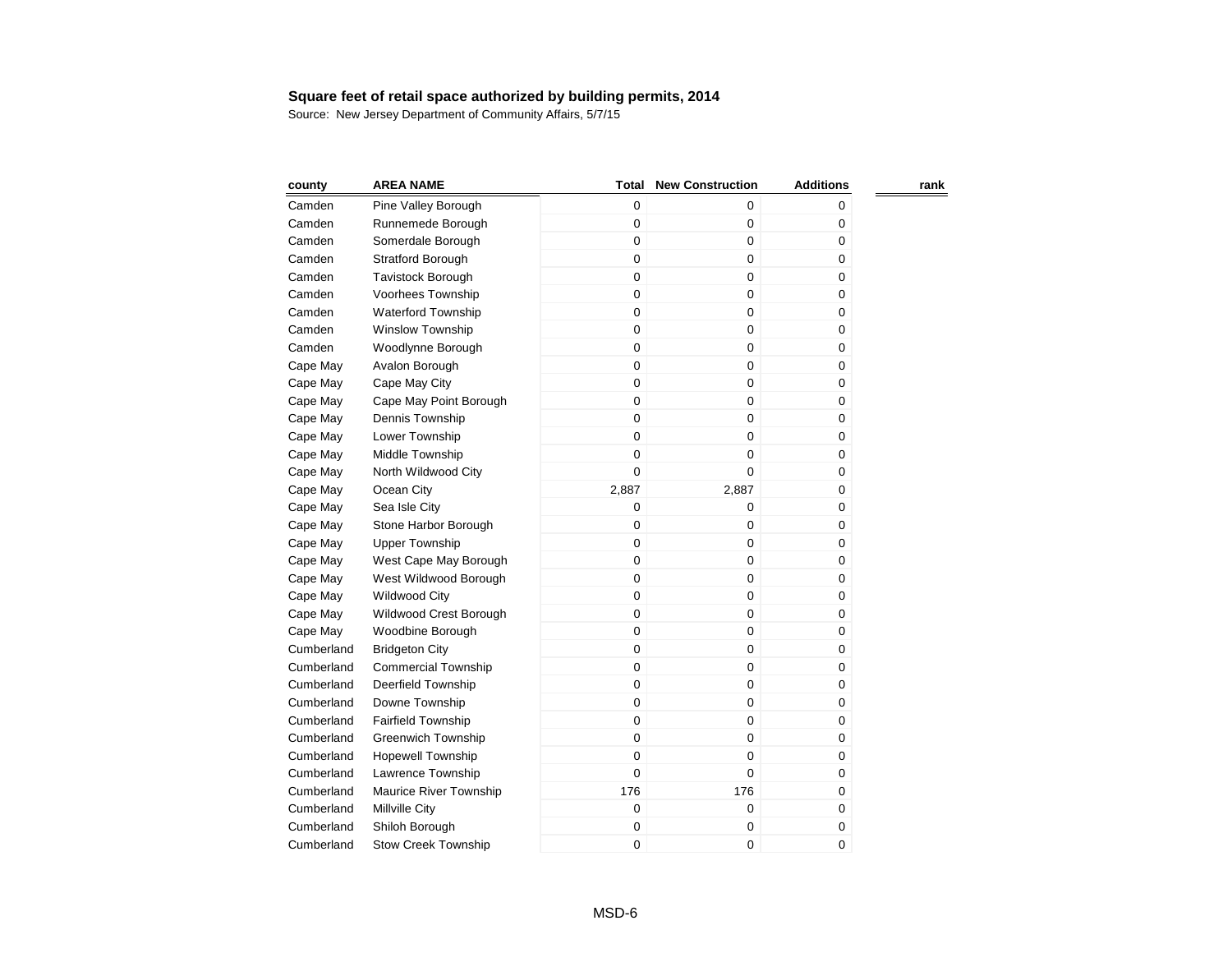**Square feet of retail space authorized by building permits, 2014**

Source: New Jersey Department of Community Affairs, 5/7/15

| county | AREA NAME | Total | New Construction | Additions | rank |
|---|---|---|---|---|---|
| Camden | Pine Valley Borough | 0 | 0 | 0 | |
| Camden | Runnemede Borough | 0 | 0 | 0 | |
| Camden | Somerdale Borough | 0 | 0 | 0 | |
| Camden | Stratford Borough | 0 | 0 | 0 | |
| Camden | Tavistock Borough | 0 | 0 | 0 | |
| Camden | Voorhees Township | 0 | 0 | 0 | |
| Camden | Waterford Township | 0 | 0 | 0 | |
| Camden | Winslow Township | 0 | 0 | 0 | |
| Camden | Woodlynne Borough | 0 | 0 | 0 | |
| Cape May | Avalon Borough | 0 | 0 | 0 | |
| Cape May | Cape May City | 0 | 0 | 0 | |
| Cape May | Cape May Point Borough | 0 | 0 | 0 | |
| Cape May | Dennis Township | 0 | 0 | 0 | |
| Cape May | Lower Township | 0 | 0 | 0 | |
| Cape May | Middle Township | 0 | 0 | 0 | |
| Cape May | North Wildwood City | 0 | 0 | 0 | |
| Cape May | Ocean City | 2,887 | 2,887 | 0 | |
| Cape May | Sea Isle City | 0 | 0 | 0 | |
| Cape May | Stone Harbor Borough | 0 | 0 | 0 | |
| Cape May | Upper Township | 0 | 0 | 0 | |
| Cape May | West Cape May Borough | 0 | 0 | 0 | |
| Cape May | West Wildwood Borough | 0 | 0 | 0 | |
| Cape May | Wildwood City | 0 | 0 | 0 | |
| Cape May | Wildwood Crest Borough | 0 | 0 | 0 | |
| Cape May | Woodbine Borough | 0 | 0 | 0 | |
| Cumberland | Bridgeton City | 0 | 0 | 0 | |
| Cumberland | Commercial Township | 0 | 0 | 0 | |
| Cumberland | Deerfield Township | 0 | 0 | 0 | |
| Cumberland | Downe Township | 0 | 0 | 0 | |
| Cumberland | Fairfield Township | 0 | 0 | 0 | |
| Cumberland | Greenwich Township | 0 | 0 | 0 | |
| Cumberland | Hopewell Township | 0 | 0 | 0 | |
| Cumberland | Lawrence Township | 0 | 0 | 0 | |
| Cumberland | Maurice River Township | 176 | 176 | 0 | |
| Cumberland | Millville City | 0 | 0 | 0 | |
| Cumberland | Shiloh Borough | 0 | 0 | 0 | |
| Cumberland | Stow Creek Township | 0 | 0 | 0 | |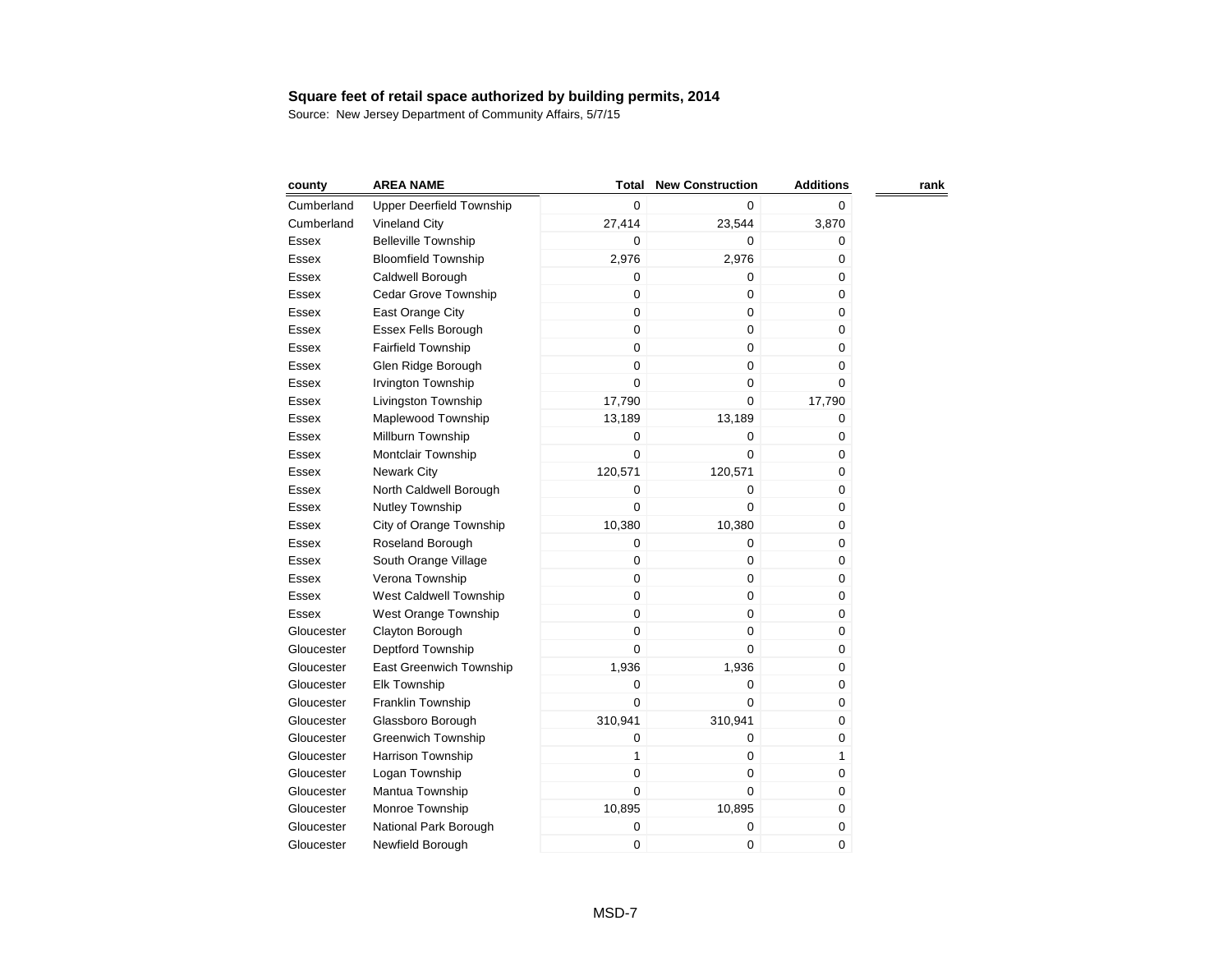**Square feet of retail space authorized by building permits, 2014**

Source: New Jersey Department of Community Affairs, 5/7/15

| county | AREA NAME | Total | New Construction | Additions | rank |
|---|---|---|---|---|---|
| Cumberland | Upper Deerfield Township | 0 | 0 | 0 | |
| Cumberland | Vineland City | 27,414 | 23,544 | 3,870 | |
| Essex | Belleville Township | 0 | 0 | 0 | |
| Essex | Bloomfield Township | 2,976 | 2,976 | 0 | |
| Essex | Caldwell Borough | 0 | 0 | 0 | |
| Essex | Cedar Grove Township | 0 | 0 | 0 | |
| Essex | East Orange City | 0 | 0 | 0 | |
| Essex | Essex Fells Borough | 0 | 0 | 0 | |
| Essex | Fairfield Township | 0 | 0 | 0 | |
| Essex | Glen Ridge Borough | 0 | 0 | 0 | |
| Essex | Irvington Township | 0 | 0 | 0 | |
| Essex | Livingston Township | 17,790 | 0 | 17,790 | |
| Essex | Maplewood Township | 13,189 | 13,189 | 0 | |
| Essex | Millburn Township | 0 | 0 | 0 | |
| Essex | Montclair Township | 0 | 0 | 0 | |
| Essex | Newark City | 120,571 | 120,571 | 0 | |
| Essex | North Caldwell Borough | 0 | 0 | 0 | |
| Essex | Nutley Township | 0 | 0 | 0 | |
| Essex | City of Orange Township | 10,380 | 10,380 | 0 | |
| Essex | Roseland Borough | 0 | 0 | 0 | |
| Essex | South Orange Village | 0 | 0 | 0 | |
| Essex | Verona Township | 0 | 0 | 0 | |
| Essex | West Caldwell Township | 0 | 0 | 0 | |
| Essex | West Orange Township | 0 | 0 | 0 | |
| Gloucester | Clayton Borough | 0 | 0 | 0 | |
| Gloucester | Deptford Township | 0 | 0 | 0 | |
| Gloucester | East Greenwich Township | 1,936 | 1,936 | 0 | |
| Gloucester | Elk Township | 0 | 0 | 0 | |
| Gloucester | Franklin Township | 0 | 0 | 0 | |
| Gloucester | Glassboro Borough | 310,941 | 310,941 | 0 | |
| Gloucester | Greenwich Township | 0 | 0 | 0 | |
| Gloucester | Harrison Township | 1 | 0 | 1 | |
| Gloucester | Logan Township | 0 | 0 | 0 | |
| Gloucester | Mantua Township | 0 | 0 | 0 | |
| Gloucester | Monroe Township | 10,895 | 10,895 | 0 | |
| Gloucester | National Park Borough | 0 | 0 | 0 | |
| Gloucester | Newfield Borough | 0 | 0 | 0 | |

MSD-7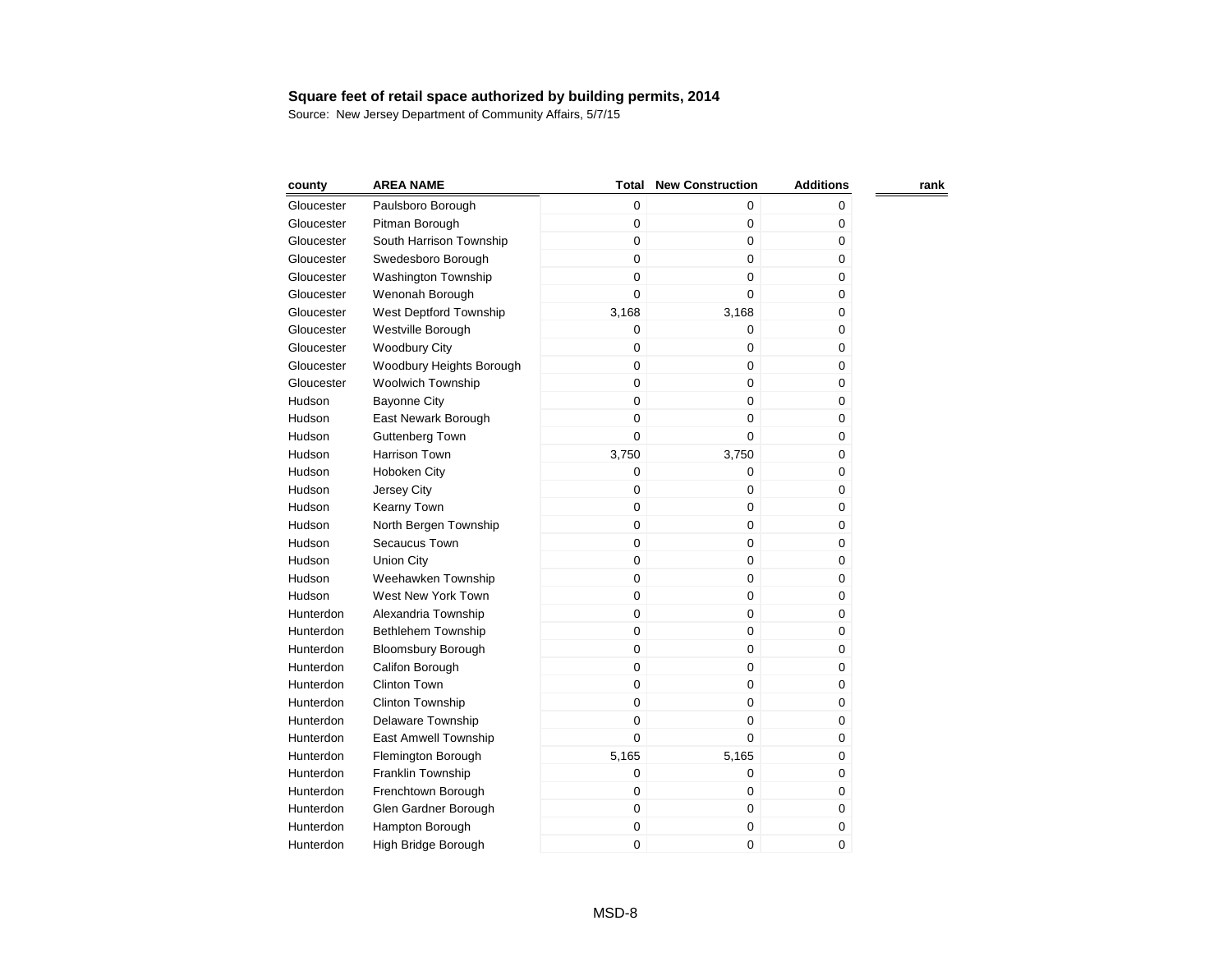**Square feet of retail space authorized by building permits, 2014**

Source: New Jersey Department of Community Affairs, 5/7/15

| county | AREA NAME | Total | New Construction | Additions | rank |
|---|---|---|---|---|---|
| Gloucester | Paulsboro Borough | 0 | 0 | 0 | |
| Gloucester | Pitman Borough | 0 | 0 | 0 | |
| Gloucester | South Harrison Township | 0 | 0 | 0 | |
| Gloucester | Swedesboro Borough | 0 | 0 | 0 | |
| Gloucester | Washington Township | 0 | 0 | 0 | |
| Gloucester | Wenonah Borough | 0 | 0 | 0 | |
| Gloucester | West Deptford Township | 3,168 | 3,168 | 0 | |
| Gloucester | Westville Borough | 0 | 0 | 0 | |
| Gloucester | Woodbury City | 0 | 0 | 0 | |
| Gloucester | Woodbury Heights Borough | 0 | 0 | 0 | |
| Gloucester | Woolwich Township | 0 | 0 | 0 | |
| Hudson | Bayonne City | 0 | 0 | 0 | |
| Hudson | East Newark Borough | 0 | 0 | 0 | |
| Hudson | Guttenberg Town | 0 | 0 | 0 | |
| Hudson | Harrison Town | 3,750 | 3,750 | 0 | |
| Hudson | Hoboken City | 0 | 0 | 0 | |
| Hudson | Jersey City | 0 | 0 | 0 | |
| Hudson | Kearny Town | 0 | 0 | 0 | |
| Hudson | North Bergen Township | 0 | 0 | 0 | |
| Hudson | Secaucus Town | 0 | 0 | 0 | |
| Hudson | Union City | 0 | 0 | 0 | |
| Hudson | Weehawken Township | 0 | 0 | 0 | |
| Hudson | West New York Town | 0 | 0 | 0 | |
| Hunterdon | Alexandria Township | 0 | 0 | 0 | |
| Hunterdon | Bethlehem Township | 0 | 0 | 0 | |
| Hunterdon | Bloomsbury Borough | 0 | 0 | 0 | |
| Hunterdon | Califon Borough | 0 | 0 | 0 | |
| Hunterdon | Clinton Town | 0 | 0 | 0 | |
| Hunterdon | Clinton Township | 0 | 0 | 0 | |
| Hunterdon | Delaware Township | 0 | 0 | 0 | |
| Hunterdon | East Amwell Township | 0 | 0 | 0 | |
| Hunterdon | Flemington Borough | 5,165 | 5,165 | 0 | |
| Hunterdon | Franklin Township | 0 | 0 | 0 | |
| Hunterdon | Frenchtown Borough | 0 | 0 | 0 | |
| Hunterdon | Glen Gardner Borough | 0 | 0 | 0 | |
| Hunterdon | Hampton Borough | 0 | 0 | 0 | |
| Hunterdon | High Bridge Borough | 0 | 0 | 0 | |

MSD-8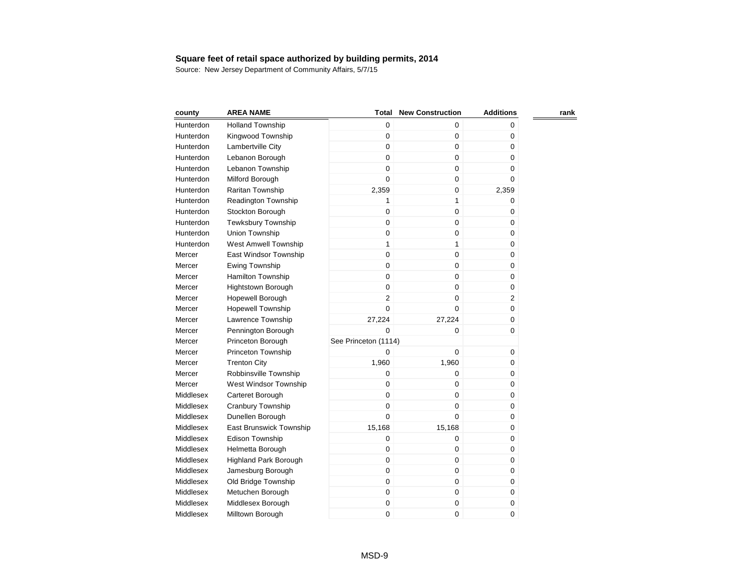**Square feet of retail space authorized by building permits, 2014**

Source: New Jersey Department of Community Affairs, 5/7/15

| county | AREA NAME | Total | New Construction | Additions | rank |
|---|---|---|---|---|---|
| Hunterdon | Holland Township | 0 | 0 | 0 | |
| Hunterdon | Kingwood Township | 0 | 0 | 0 | |
| Hunterdon | Lambertville City | 0 | 0 | 0 | |
| Hunterdon | Lebanon Borough | 0 | 0 | 0 | |
| Hunterdon | Lebanon Township | 0 | 0 | 0 | |
| Hunterdon | Milford Borough | 0 | 0 | 0 | |
| Hunterdon | Raritan Township | 2,359 | 0 | 2,359 | |
| Hunterdon | Readington Township | 1 | 1 | 0 | |
| Hunterdon | Stockton Borough | 0 | 0 | 0 | |
| Hunterdon | Tewksbury Township | 0 | 0 | 0 | |
| Hunterdon | Union Township | 0 | 0 | 0 | |
| Hunterdon | West Amwell Township | 1 | 1 | 0 | |
| Mercer | East Windsor Township | 0 | 0 | 0 | |
| Mercer | Ewing Township | 0 | 0 | 0 | |
| Mercer | Hamilton Township | 0 | 0 | 0 | |
| Mercer | Hightstown Borough | 0 | 0 | 0 | |
| Mercer | Hopewell Borough | 2 | 0 | 2 | |
| Mercer | Hopewell Township | 0 | 0 | 0 | |
| Mercer | Lawrence Township | 27,224 | 27,224 | 0 | |
| Mercer | Pennington Borough | 0 | 0 | 0 | |
| Mercer | Princeton Borough | See Princeton (1114) | | | |
| Mercer | Princeton Township | 0 | 0 | 0 | |
| Mercer | Trenton City | 1,960 | 1,960 | 0 | |
| Mercer | Robbinsville Township | 0 | 0 | 0 | |
| Mercer | West Windsor Township | 0 | 0 | 0 | |
| Middlesex | Carteret Borough | 0 | 0 | 0 | |
| Middlesex | Cranbury Township | 0 | 0 | 0 | |
| Middlesex | Dunellen Borough | 0 | 0 | 0 | |
| Middlesex | East Brunswick Township | 15,168 | 15,168 | 0 | |
| Middlesex | Edison Township | 0 | 0 | 0 | |
| Middlesex | Helmetta Borough | 0 | 0 | 0 | |
| Middlesex | Highland Park Borough | 0 | 0 | 0 | |
| Middlesex | Jamesburg Borough | 0 | 0 | 0 | |
| Middlesex | Old Bridge Township | 0 | 0 | 0 | |
| Middlesex | Metuchen Borough | 0 | 0 | 0 | |
| Middlesex | Middlesex Borough | 0 | 0 | 0 | |
| Middlesex | Milltown Borough | 0 | 0 | 0 | |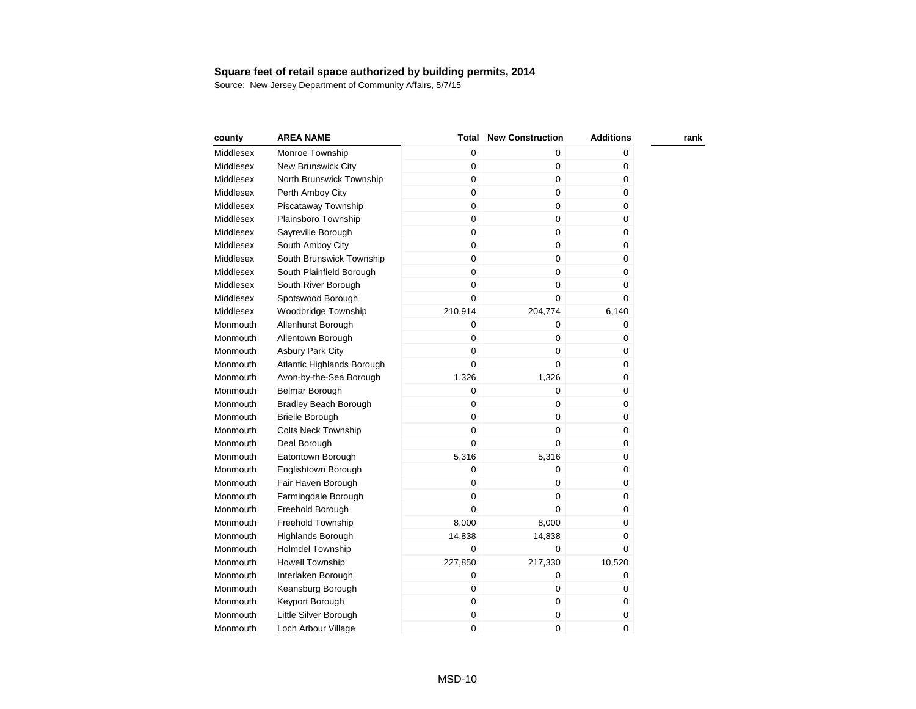**Square feet of retail space authorized by building permits, 2014**

Source: New Jersey Department of Community Affairs, 5/7/15

| county | AREA NAME | Total | New Construction | Additions | rank |
|---|---|---|---|---|---|
| Middlesex | Monroe Township | 0 | 0 | 0 | |
| Middlesex | New Brunswick City | 0 | 0 | 0 | |
| Middlesex | North Brunswick Township | 0 | 0 | 0 | |
| Middlesex | Perth Amboy City | 0 | 0 | 0 | |
| Middlesex | Piscataway Township | 0 | 0 | 0 | |
| Middlesex | Plainsboro Township | 0 | 0 | 0 | |
| Middlesex | Sayreville Borough | 0 | 0 | 0 | |
| Middlesex | South Amboy City | 0 | 0 | 0 | |
| Middlesex | South Brunswick Township | 0 | 0 | 0 | |
| Middlesex | South Plainfield Borough | 0 | 0 | 0 | |
| Middlesex | South River Borough | 0 | 0 | 0 | |
| Middlesex | Spotswood Borough | 0 | 0 | 0 | |
| Middlesex | Woodbridge Township | 210,914 | 204,774 | 6,140 | |
| Monmouth | Allenhurst Borough | 0 | 0 | 0 | |
| Monmouth | Allentown Borough | 0 | 0 | 0 | |
| Monmouth | Asbury Park City | 0 | 0 | 0 | |
| Monmouth | Atlantic Highlands Borough | 0 | 0 | 0 | |
| Monmouth | Avon-by-the-Sea Borough | 1,326 | 1,326 | 0 | |
| Monmouth | Belmar Borough | 0 | 0 | 0 | |
| Monmouth | Bradley Beach Borough | 0 | 0 | 0 | |
| Monmouth | Brielle Borough | 0 | 0 | 0 | |
| Monmouth | Colts Neck Township | 0 | 0 | 0 | |
| Monmouth | Deal Borough | 0 | 0 | 0 | |
| Monmouth | Eatontown Borough | 5,316 | 5,316 | 0 | |
| Monmouth | Englishtown Borough | 0 | 0 | 0 | |
| Monmouth | Fair Haven Borough | 0 | 0 | 0 | |
| Monmouth | Farmingdale Borough | 0 | 0 | 0 | |
| Monmouth | Freehold Borough | 0 | 0 | 0 | |
| Monmouth | Freehold Township | 8,000 | 8,000 | 0 | |
| Monmouth | Highlands Borough | 14,838 | 14,838 | 0 | |
| Monmouth | Holmdel Township | 0 | 0 | 0 | |
| Monmouth | Howell Township | 227,850 | 217,330 | 10,520 | |
| Monmouth | Interlaken Borough | 0 | 0 | 0 | |
| Monmouth | Keansburg Borough | 0 | 0 | 0 | |
| Monmouth | Keyport Borough | 0 | 0 | 0 | |
| Monmouth | Little Silver Borough | 0 | 0 | 0 | |
| Monmouth | Loch Arbour Village | 0 | 0 | 0 | |

MSD-10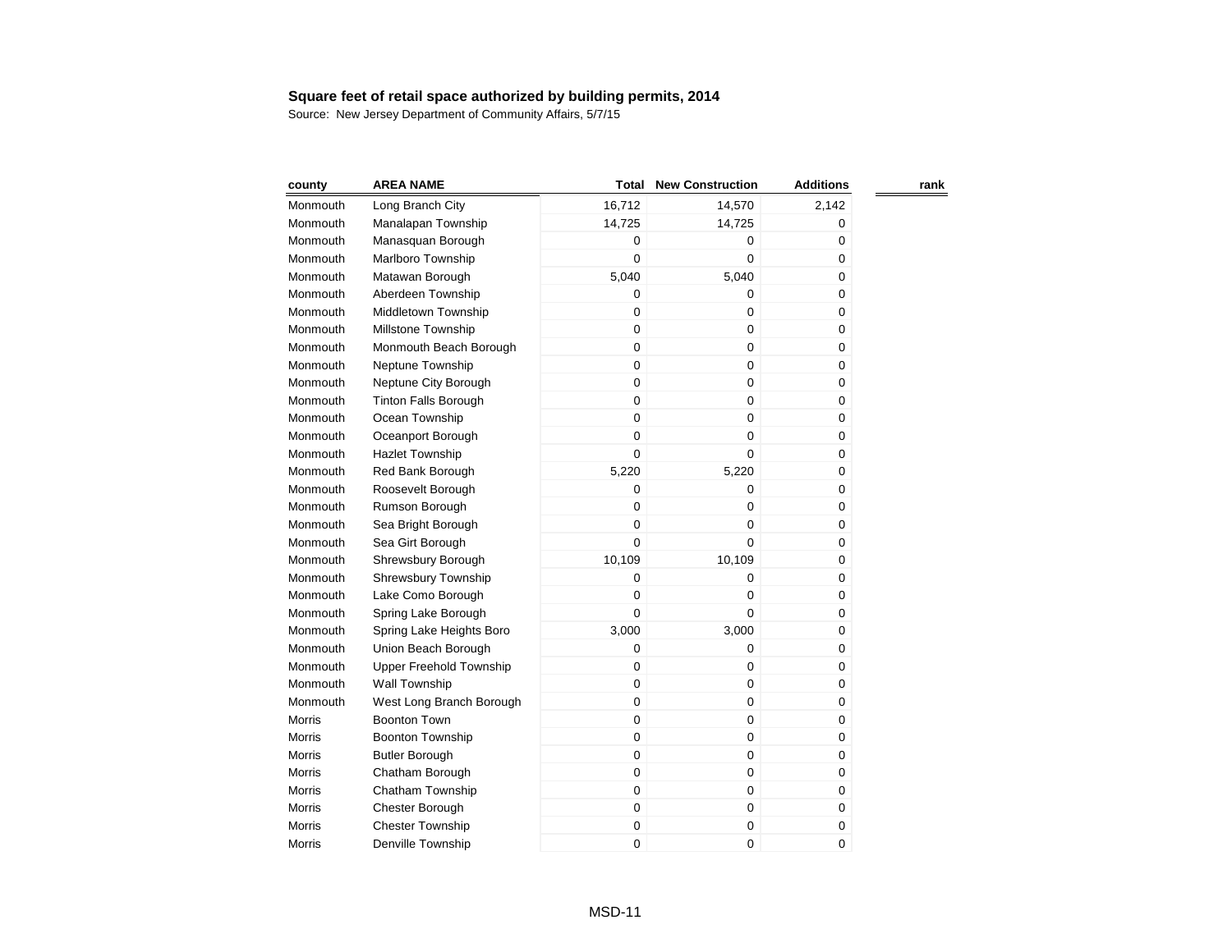**Square feet of retail space authorized by building permits, 2014**

Source: New Jersey Department of Community Affairs, 5/7/15

| county | AREA NAME | Total | New Construction | Additions | rank |
|---|---|---|---|---|---|
| Monmouth | Long Branch City | 16,712 | 14,570 | 2,142 | |
| Monmouth | Manalapan Township | 14,725 | 14,725 | 0 | |
| Monmouth | Manasquan Borough | 0 | 0 | 0 | |
| Monmouth | Marlboro Township | 0 | 0 | 0 | |
| Monmouth | Matawan Borough | 5,040 | 5,040 | 0 | |
| Monmouth | Aberdeen Township | 0 | 0 | 0 | |
| Monmouth | Middletown Township | 0 | 0 | 0 | |
| Monmouth | Millstone Township | 0 | 0 | 0 | |
| Monmouth | Monmouth Beach Borough | 0 | 0 | 0 | |
| Monmouth | Neptune Township | 0 | 0 | 0 | |
| Monmouth | Neptune City Borough | 0 | 0 | 0 | |
| Monmouth | Tinton Falls Borough | 0 | 0 | 0 | |
| Monmouth | Ocean Township | 0 | 0 | 0 | |
| Monmouth | Oceanport Borough | 0 | 0 | 0 | |
| Monmouth | Hazlet Township | 0 | 0 | 0 | |
| Monmouth | Red Bank Borough | 5,220 | 5,220 | 0 | |
| Monmouth | Roosevelt Borough | 0 | 0 | 0 | |
| Monmouth | Rumson Borough | 0 | 0 | 0 | |
| Monmouth | Sea Bright Borough | 0 | 0 | 0 | |
| Monmouth | Sea Girt Borough | 0 | 0 | 0 | |
| Monmouth | Shrewsbury Borough | 10,109 | 10,109 | 0 | |
| Monmouth | Shrewsbury Township | 0 | 0 | 0 | |
| Monmouth | Lake Como Borough | 0 | 0 | 0 | |
| Monmouth | Spring Lake Borough | 0 | 0 | 0 | |
| Monmouth | Spring Lake Heights Boro | 3,000 | 3,000 | 0 | |
| Monmouth | Union Beach Borough | 0 | 0 | 0 | |
| Monmouth | Upper Freehold Township | 0 | 0 | 0 | |
| Monmouth | Wall Township | 0 | 0 | 0 | |
| Monmouth | West Long Branch Borough | 0 | 0 | 0 | |
| Morris | Boonton Town | 0 | 0 | 0 | |
| Morris | Boonton Township | 0 | 0 | 0 | |
| Morris | Butler Borough | 0 | 0 | 0 | |
| Morris | Chatham Borough | 0 | 0 | 0 | |
| Morris | Chatham Township | 0 | 0 | 0 | |
| Morris | Chester Borough | 0 | 0 | 0 | |
| Morris | Chester Township | 0 | 0 | 0 | |
| Morris | Denville Township | 0 | 0 | 0 | |

MSD-11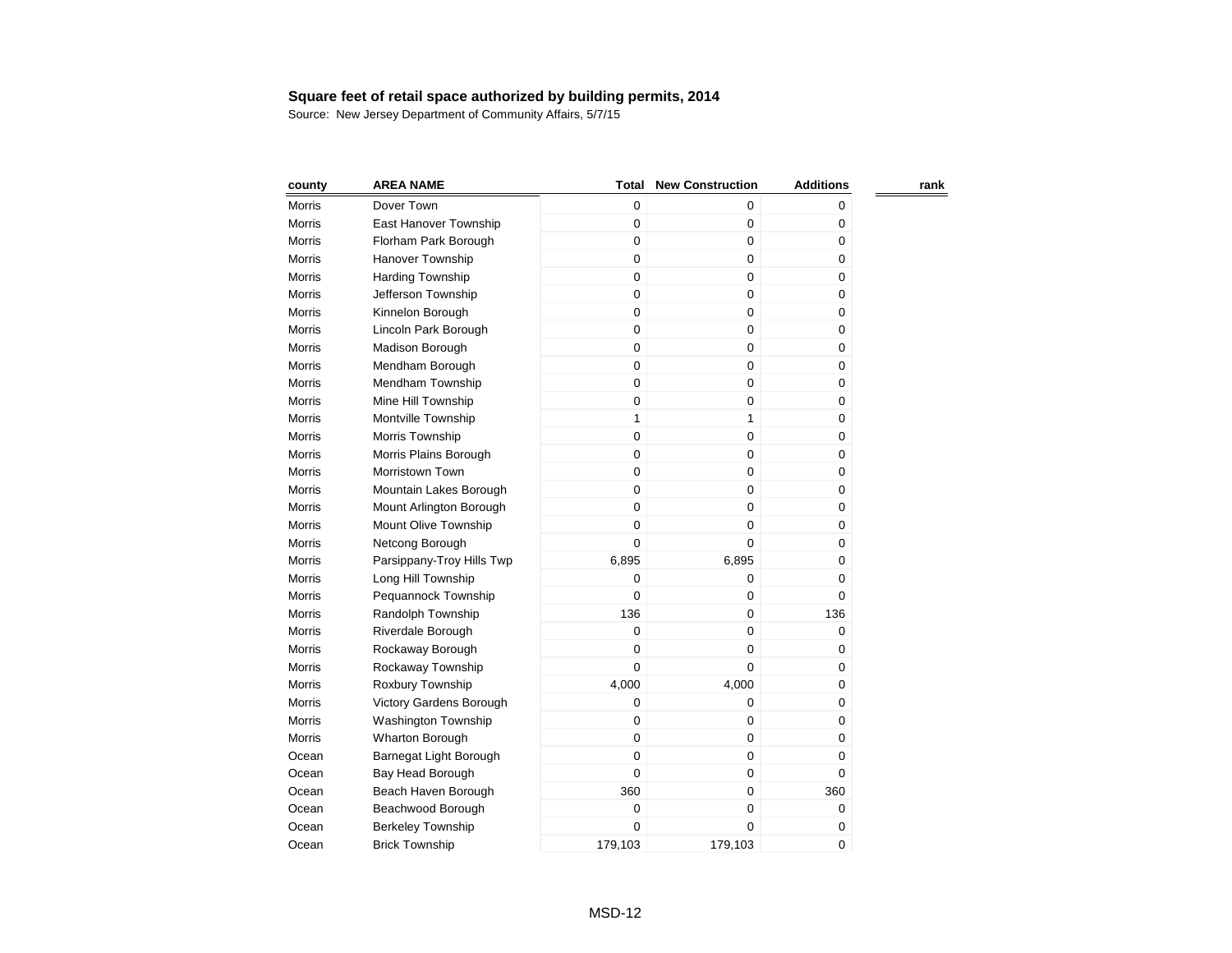**Square feet of retail space authorized by building permits, 2014**

Source: New Jersey Department of Community Affairs, 5/7/15

| county | AREA NAME | Total | New Construction | Additions | rank |
|---|---|---|---|---|---|
| Morris | Dover Town | 0 | 0 | 0 | |
| Morris | East Hanover Township | 0 | 0 | 0 | |
| Morris | Florham Park Borough | 0 | 0 | 0 | |
| Morris | Hanover Township | 0 | 0 | 0 | |
| Morris | Harding Township | 0 | 0 | 0 | |
| Morris | Jefferson Township | 0 | 0 | 0 | |
| Morris | Kinnelon Borough | 0 | 0 | 0 | |
| Morris | Lincoln Park Borough | 0 | 0 | 0 | |
| Morris | Madison Borough | 0 | 0 | 0 | |
| Morris | Mendham Borough | 0 | 0 | 0 | |
| Morris | Mendham Township | 0 | 0 | 0 | |
| Morris | Mine Hill Township | 0 | 0 | 0 | |
| Morris | Montville Township | 1 | 1 | 0 | |
| Morris | Morris Township | 0 | 0 | 0 | |
| Morris | Morris Plains Borough | 0 | 0 | 0 | |
| Morris | Morristown Town | 0 | 0 | 0 | |
| Morris | Mountain Lakes Borough | 0 | 0 | 0 | |
| Morris | Mount Arlington Borough | 0 | 0 | 0 | |
| Morris | Mount Olive Township | 0 | 0 | 0 | |
| Morris | Netcong Borough | 0 | 0 | 0 | |
| Morris | Parsippany-Troy Hills Twp | 6,895 | 6,895 | 0 | |
| Morris | Long Hill Township | 0 | 0 | 0 | |
| Morris | Pequannock Township | 0 | 0 | 0 | |
| Morris | Randolph Township | 136 | 0 | 136 | |
| Morris | Riverdale Borough | 0 | 0 | 0 | |
| Morris | Rockaway Borough | 0 | 0 | 0 | |
| Morris | Rockaway Township | 0 | 0 | 0 | |
| Morris | Roxbury Township | 4,000 | 4,000 | 0 | |
| Morris | Victory Gardens Borough | 0 | 0 | 0 | |
| Morris | Washington Township | 0 | 0 | 0 | |
| Morris | Wharton Borough | 0 | 0 | 0 | |
| Ocean | Barnegat Light Borough | 0 | 0 | 0 | |
| Ocean | Bay Head Borough | 0 | 0 | 0 | |
| Ocean | Beach Haven Borough | 360 | 0 | 360 | |
| Ocean | Beachwood Borough | 0 | 0 | 0 | |
| Ocean | Berkeley Township | 0 | 0 | 0 | |
| Ocean | Brick Township | 179,103 | 179,103 | 0 | |

MSD-12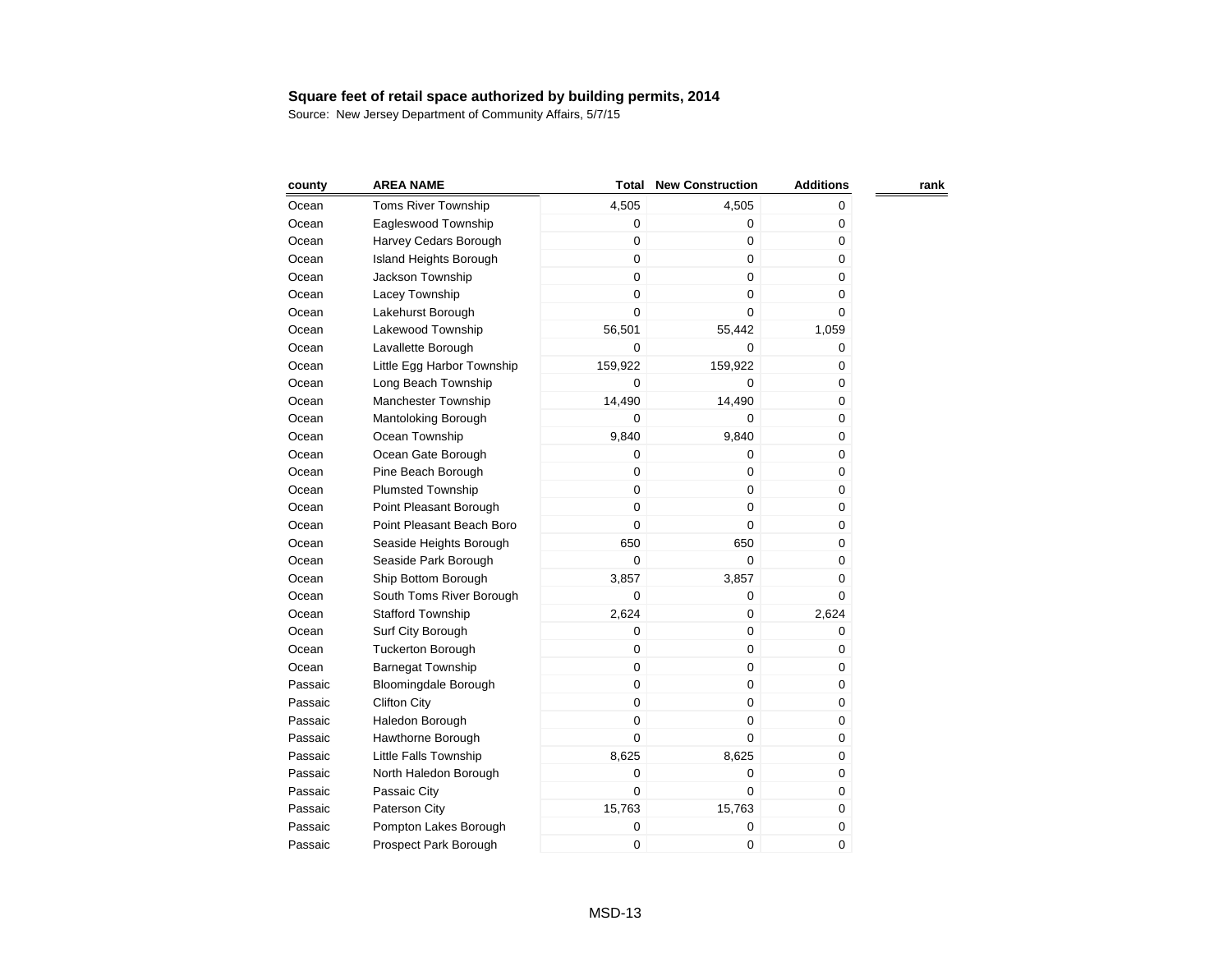**Square feet of retail space authorized by building permits, 2014**

Source: New Jersey Department of Community Affairs, 5/7/15

| county | AREA NAME | Total | New Construction | Additions | rank |
|---|---|---|---|---|---|
| Ocean | Toms River Township | 4,505 | 4,505 | 0 | |
| Ocean | Eagleswood Township | 0 | 0 | 0 | |
| Ocean | Harvey Cedars Borough | 0 | 0 | 0 | |
| Ocean | Island Heights Borough | 0 | 0 | 0 | |
| Ocean | Jackson Township | 0 | 0 | 0 | |
| Ocean | Lacey Township | 0 | 0 | 0 | |
| Ocean | Lakehurst Borough | 0 | 0 | 0 | |
| Ocean | Lakewood Township | 56,501 | 55,442 | 1,059 | |
| Ocean | Lavallette Borough | 0 | 0 | 0 | |
| Ocean | Little Egg Harbor Township | 159,922 | 159,922 | 0 | |
| Ocean | Long Beach Township | 0 | 0 | 0 | |
| Ocean | Manchester Township | 14,490 | 14,490 | 0 | |
| Ocean | Mantoloking Borough | 0 | 0 | 0 | |
| Ocean | Ocean Township | 9,840 | 9,840 | 0 | |
| Ocean | Ocean Gate Borough | 0 | 0 | 0 | |
| Ocean | Pine Beach Borough | 0 | 0 | 0 | |
| Ocean | Plumsted Township | 0 | 0 | 0 | |
| Ocean | Point Pleasant Borough | 0 | 0 | 0 | |
| Ocean | Point Pleasant Beach Boro | 0 | 0 | 0 | |
| Ocean | Seaside Heights Borough | 650 | 650 | 0 | |
| Ocean | Seaside Park Borough | 0 | 0 | 0 | |
| Ocean | Ship Bottom Borough | 3,857 | 3,857 | 0 | |
| Ocean | South Toms River Borough | 0 | 0 | 0 | |
| Ocean | Stafford Township | 2,624 | 0 | 2,624 | |
| Ocean | Surf City Borough | 0 | 0 | 0 | |
| Ocean | Tuckerton Borough | 0 | 0 | 0 | |
| Ocean | Barnegat Township | 0 | 0 | 0 | |
| Passaic | Bloomingdale Borough | 0 | 0 | 0 | |
| Passaic | Clifton City | 0 | 0 | 0 | |
| Passaic | Haledon Borough | 0 | 0 | 0 | |
| Passaic | Hawthorne Borough | 0 | 0 | 0 | |
| Passaic | Little Falls Township | 8,625 | 8,625 | 0 | |
| Passaic | North Haledon Borough | 0 | 0 | 0 | |
| Passaic | Passaic City | 0 | 0 | 0 | |
| Passaic | Paterson City | 15,763 | 15,763 | 0 | |
| Passaic | Pompton Lakes Borough | 0 | 0 | 0 | |
| Passaic | Prospect Park Borough | 0 | 0 | 0 | |

MSD-13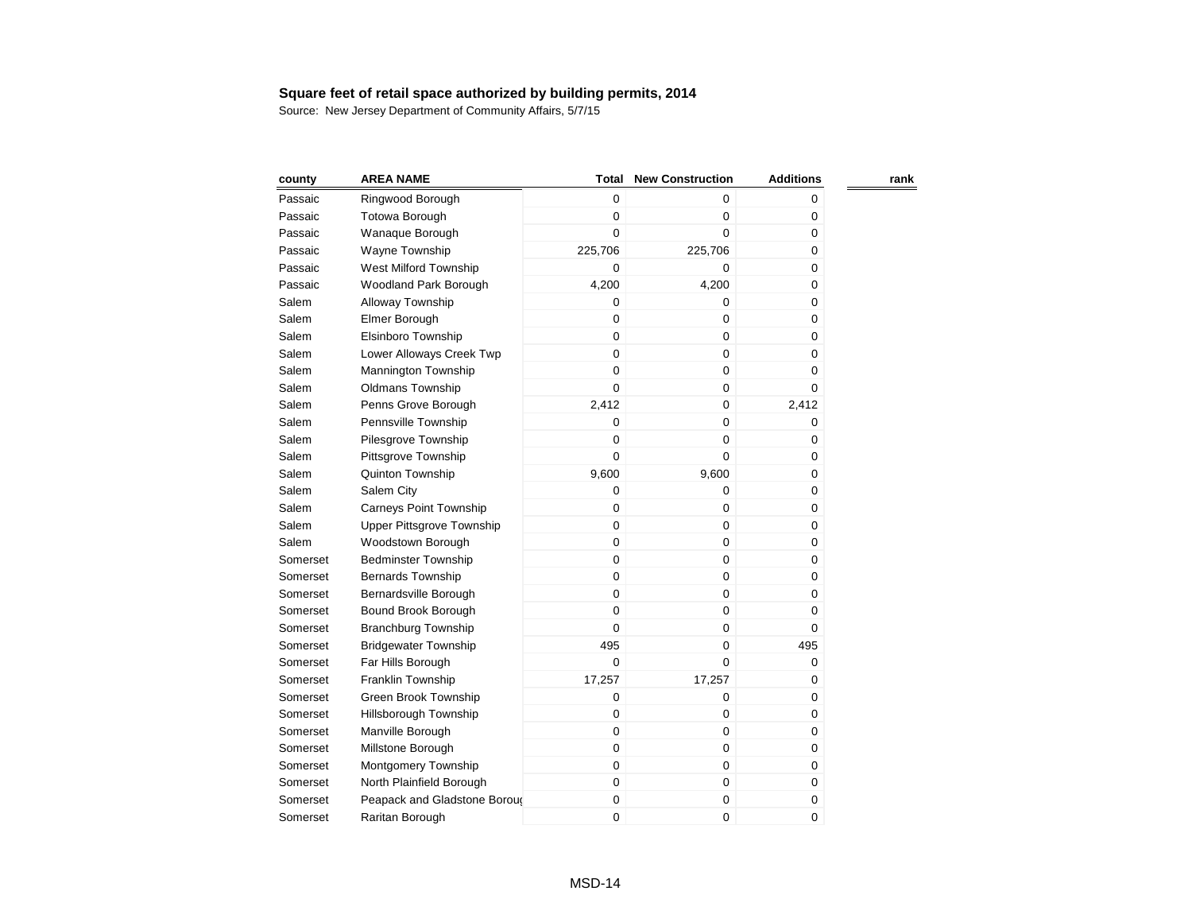**Square feet of retail space authorized by building permits, 2014**

Source: New Jersey Department of Community Affairs, 5/7/15

| county | AREA NAME | Total | New Construction | Additions | rank |
|---|---|---|---|---|---|
| Passaic | Ringwood Borough | 0 | 0 | 0 | |
| Passaic | Totowa Borough | 0 | 0 | 0 | |
| Passaic | Wanaque Borough | 0 | 0 | 0 | |
| Passaic | Wayne Township | 225,706 | 225,706 | 0 | |
| Passaic | West Milford Township | 0 | 0 | 0 | |
| Passaic | Woodland Park Borough | 4,200 | 4,200 | 0 | |
| Salem | Alloway Township | 0 | 0 | 0 | |
| Salem | Elmer Borough | 0 | 0 | 0 | |
| Salem | Elsinboro Township | 0 | 0 | 0 | |
| Salem | Lower Alloways Creek Twp | 0 | 0 | 0 | |
| Salem | Mannington Township | 0 | 0 | 0 | |
| Salem | Oldmans Township | 0 | 0 | 0 | |
| Salem | Penns Grove Borough | 2,412 | 0 | 2,412 | |
| Salem | Pennsville Township | 0 | 0 | 0 | |
| Salem | Pilesgrove Township | 0 | 0 | 0 | |
| Salem | Pittsgrove Township | 0 | 0 | 0 | |
| Salem | Quinton Township | 9,600 | 9,600 | 0 | |
| Salem | Salem City | 0 | 0 | 0 | |
| Salem | Carneys Point Township | 0 | 0 | 0 | |
| Salem | Upper Pittsgrove Township | 0 | 0 | 0 | |
| Salem | Woodstown Borough | 0 | 0 | 0 | |
| Somerset | Bedminster Township | 0 | 0 | 0 | |
| Somerset | Bernards Township | 0 | 0 | 0 | |
| Somerset | Bernardsville Borough | 0 | 0 | 0 | |
| Somerset | Bound Brook Borough | 0 | 0 | 0 | |
| Somerset | Branchburg Township | 0 | 0 | 0 | |
| Somerset | Bridgewater Township | 495 | 0 | 495 | |
| Somerset | Far Hills Borough | 0 | 0 | 0 | |
| Somerset | Franklin Township | 17,257 | 17,257 | 0 | |
| Somerset | Green Brook Township | 0 | 0 | 0 | |
| Somerset | Hillsborough Township | 0 | 0 | 0 | |
| Somerset | Manville Borough | 0 | 0 | 0 | |
| Somerset | Millstone Borough | 0 | 0 | 0 | |
| Somerset | Montgomery Township | 0 | 0 | 0 | |
| Somerset | North Plainfield Borough | 0 | 0 | 0 | |
| Somerset | Peapack and Gladstone Boroug | 0 | 0 | 0 | |
| Somerset | Raritan Borough | 0 | 0 | 0 | |

MSD-14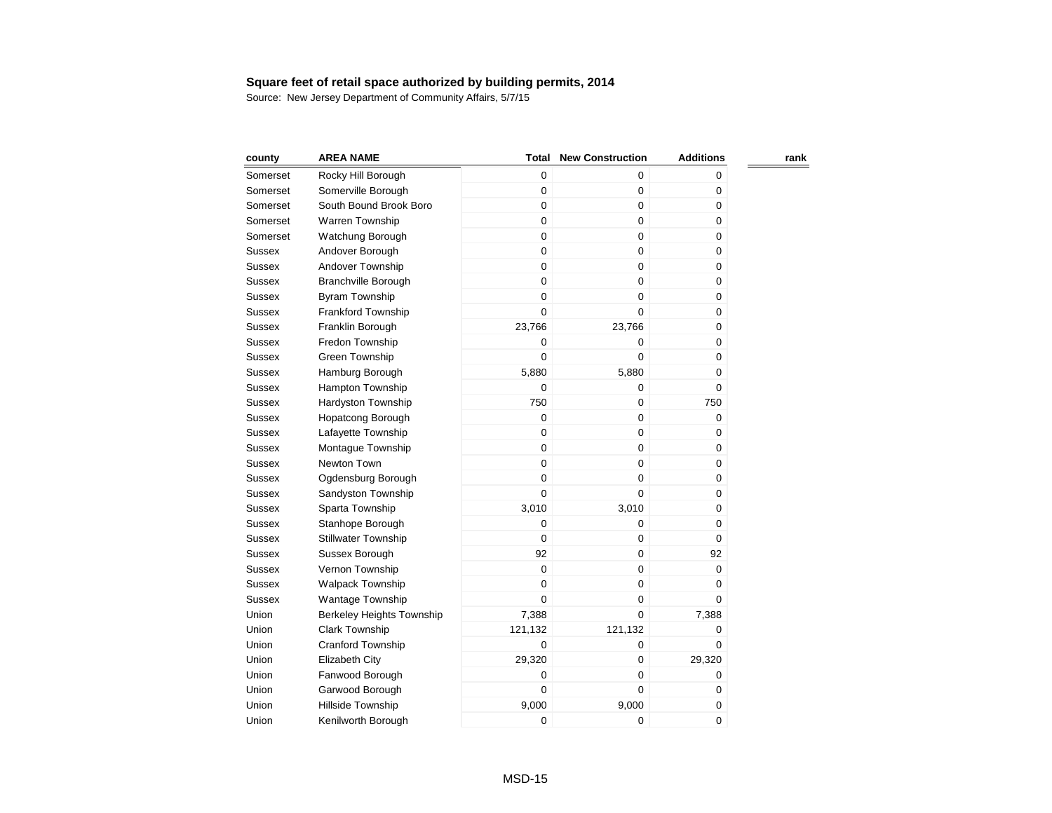**Square feet of retail space authorized by building permits, 2014**

Source: New Jersey Department of Community Affairs, 5/7/15

| county | AREA NAME | Total | New Construction | Additions | rank |
|---|---|---|---|---|---|
| Somerset | Rocky Hill Borough | 0 | 0 | 0 | |
| Somerset | Somerville Borough | 0 | 0 | 0 | |
| Somerset | South Bound Brook Boro | 0 | 0 | 0 | |
| Somerset | Warren Township | 0 | 0 | 0 | |
| Somerset | Watchung Borough | 0 | 0 | 0 | |
| Sussex | Andover Borough | 0 | 0 | 0 | |
| Sussex | Andover Township | 0 | 0 | 0 | |
| Sussex | Branchville Borough | 0 | 0 | 0 | |
| Sussex | Byram Township | 0 | 0 | 0 | |
| Sussex | Frankford Township | 0 | 0 | 0 | |
| Sussex | Franklin Borough | 23,766 | 23,766 | 0 | |
| Sussex | Fredon Township | 0 | 0 | 0 | |
| Sussex | Green Township | 0 | 0 | 0 | |
| Sussex | Hamburg Borough | 5,880 | 5,880 | 0 | |
| Sussex | Hampton Township | 0 | 0 | 0 | |
| Sussex | Hardyston Township | 750 | 0 | 750 | |
| Sussex | Hopatcong Borough | 0 | 0 | 0 | |
| Sussex | Lafayette Township | 0 | 0 | 0 | |
| Sussex | Montague Township | 0 | 0 | 0 | |
| Sussex | Newton Town | 0 | 0 | 0 | |
| Sussex | Ogdensburg Borough | 0 | 0 | 0 | |
| Sussex | Sandyston Township | 0 | 0 | 0 | |
| Sussex | Sparta Township | 3,010 | 3,010 | 0 | |
| Sussex | Stanhope Borough | 0 | 0 | 0 | |
| Sussex | Stillwater Township | 0 | 0 | 0 | |
| Sussex | Sussex Borough | 92 | 0 | 92 | |
| Sussex | Vernon Township | 0 | 0 | 0 | |
| Sussex | Walpack Township | 0 | 0 | 0 | |
| Sussex | Wantage Township | 0 | 0 | 0 | |
| Union | Berkeley Heights Township | 7,388 | 0 | 7,388 | |
| Union | Clark Township | 121,132 | 121,132 | 0 | |
| Union | Cranford Township | 0 | 0 | 0 | |
| Union | Elizabeth City | 29,320 | 0 | 29,320 | |
| Union | Fanwood Borough | 0 | 0 | 0 | |
| Union | Garwood Borough | 0 | 0 | 0 | |
| Union | Hillside Township | 9,000 | 9,000 | 0 | |
| Union | Kenilworth Borough | 0 | 0 | 0 | |

MSD-15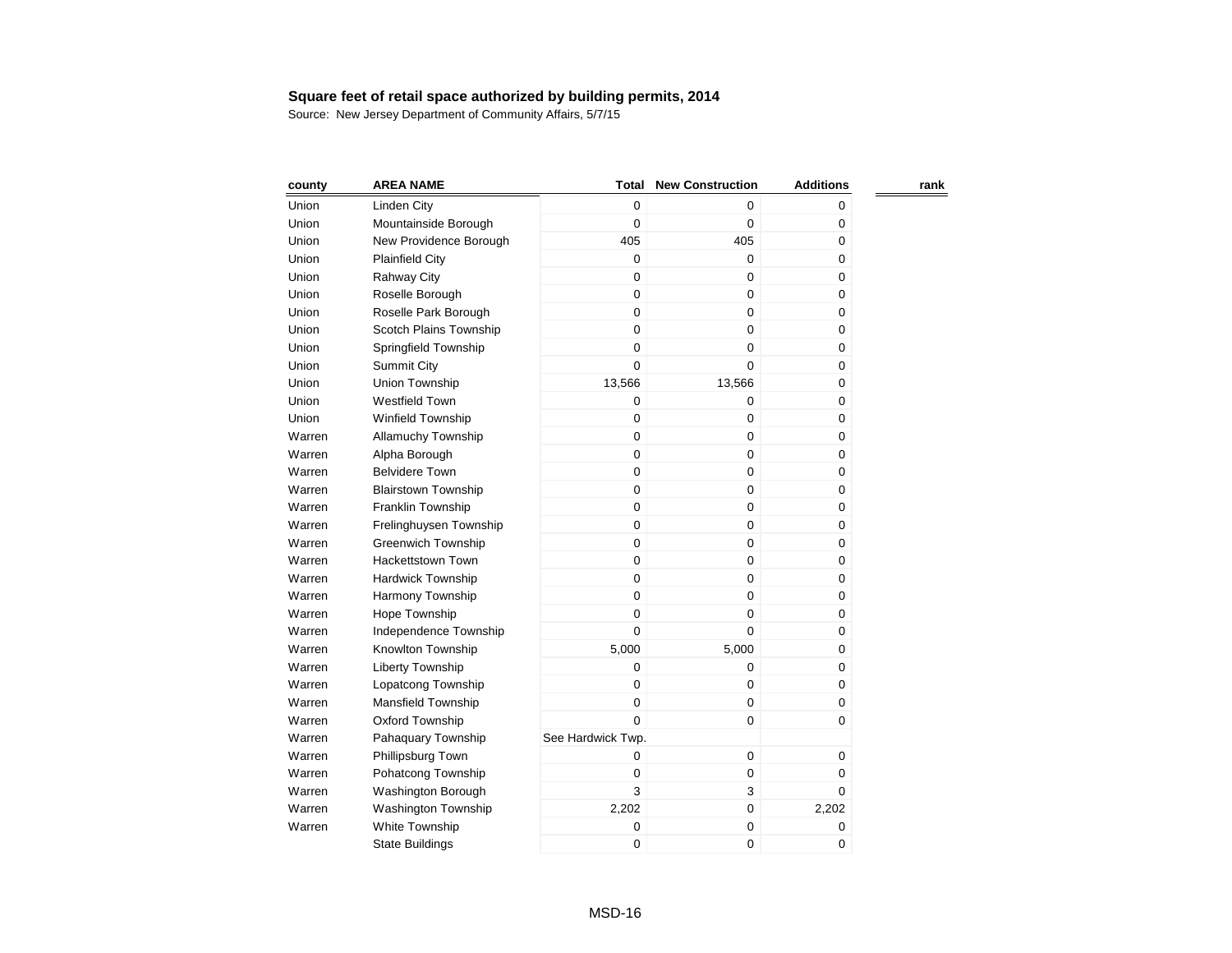**Square feet of retail space authorized by building permits, 2014**

Source: New Jersey Department of Community Affairs, 5/7/15

| county | AREA NAME | Total | New Construction | Additions | rank |
|---|---|---|---|---|---|
| Union | Linden City | 0 | 0 | 0 | |
| Union | Mountainside Borough | 0 | 0 | 0 | |
| Union | New Providence Borough | 405 | 405 | 0 | |
| Union | Plainfield City | 0 | 0 | 0 | |
| Union | Rahway City | 0 | 0 | 0 | |
| Union | Roselle Borough | 0 | 0 | 0 | |
| Union | Roselle Park Borough | 0 | 0 | 0 | |
| Union | Scotch Plains Township | 0 | 0 | 0 | |
| Union | Springfield Township | 0 | 0 | 0 | |
| Union | Summit City | 0 | 0 | 0 | |
| Union | Union Township | 13,566 | 13,566 | 0 | |
| Union | Westfield Town | 0 | 0 | 0 | |
| Union | Winfield Township | 0 | 0 | 0 | |
| Warren | Allamuchy Township | 0 | 0 | 0 | |
| Warren | Alpha Borough | 0 | 0 | 0 | |
| Warren | Belvidere Town | 0 | 0 | 0 | |
| Warren | Blairstown Township | 0 | 0 | 0 | |
| Warren | Franklin Township | 0 | 0 | 0 | |
| Warren | Frelinghuysen Township | 0 | 0 | 0 | |
| Warren | Greenwich Township | 0 | 0 | 0 | |
| Warren | Hackettstown Town | 0 | 0 | 0 | |
| Warren | Hardwick Township | 0 | 0 | 0 | |
| Warren | Harmony Township | 0 | 0 | 0 | |
| Warren | Hope Township | 0 | 0 | 0 | |
| Warren | Independence Township | 0 | 0 | 0 | |
| Warren | Knowlton Township | 5,000 | 5,000 | 0 | |
| Warren | Liberty Township | 0 | 0 | 0 | |
| Warren | Lopatcong Township | 0 | 0 | 0 | |
| Warren | Mansfield Township | 0 | 0 | 0 | |
| Warren | Oxford Township | 0 | 0 | 0 | |
| Warren | Pahaquary Township | See Hardwick Twp. | | | |
| Warren | Phillipsburg Town | 0 | 0 | 0 | |
| Warren | Pohatcong Township | 0 | 0 | 0 | |
| Warren | Washington Borough | 3 | 3 | 0 | |
| Warren | Washington Township | 2,202 | 0 | 2,202 | |
| Warren | White Township | 0 | 0 | 0 | |
| | State Buildings | 0 | 0 | 0 | |

MSD-16